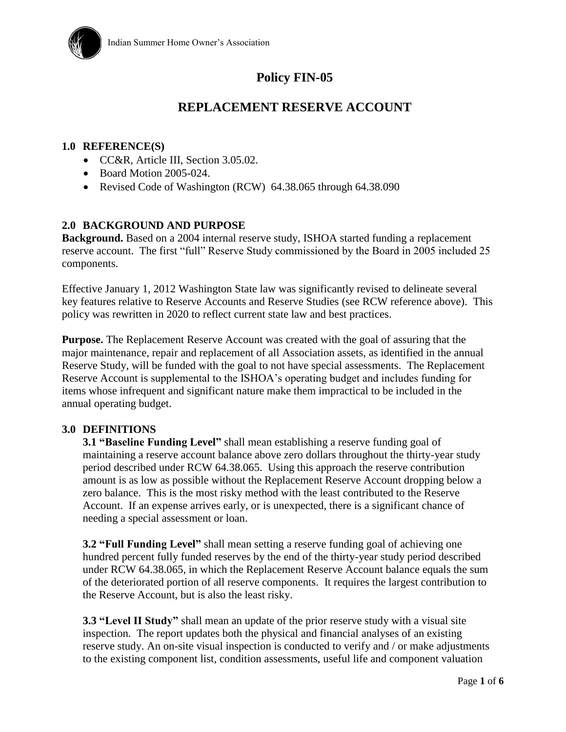Indian Summer Home Owner's Association

# Policy FIN-05

## REPLACEMENT RESERVE ACCOUNT

### 1.0 REFERENCE(S)

- CC&R, Article III, Section 3.05.02.
- Board Motion 2005-024.
- Revised Code of Washington (RCW) 64.38.065 through 64.38.090

### 2.0 BACKGROUND AND PURPOSE

**Background.** Based on a 2004 internal reserve study, ISHOA started funding a replacement reserve account. The first "full" Reserve Study commissioned by the Board in 2005 included 25 components.

Effective January 1, 2012 Washington State law was significantly revised to delineate several key features relative to Reserve Accounts and Reserve Studies (see RCW reference above). This policy was rewritten in 2020 to reflect current state law and best practices.

**Purpose.** The Replacement Reserve Account was created with the goal of assuring that the major maintenance, repair and replacement of all Association assets, as identified in the annual Reserve Study, will be funded with the goal to not have special assessments. The Replacement Reserve Account is supplemental to the ISHOA's operating budget and includes funding for items whose infrequent and significant nature make them impractical to be included in the annual operating budget.

### 3.0 DEFINITIONS

**3.1 "Baseline Funding Level"** shall mean establishing a reserve funding goal of maintaining a reserve account balance above zero dollars throughout the thirty-year study period described under RCW 64.38.065. Using this approach the reserve contribution amount is as low as possible without the Replacement Reserve Account dropping below a zero balance. This is the most risky method with the least contributed to the Reserve Account. If an expense arrives early, or is unexpected, there is a significant chance of needing a special assessment or loan.

**3.2 "Full Funding Level"** shall mean setting a reserve funding goal of achieving one hundred percent fully funded reserves by the end of the thirty-year study period described under RCW 64.38.065, in which the Replacement Reserve Account balance equals the sum of the deteriorated portion of all reserve components. It requires the largest contribution to the Reserve Account, but is also the least risky.

**3.3 "Level II Study"** shall mean an update of the prior reserve study with a visual site inspection. The report updates both the physical and financial analyses of an existing reserve study. An on-site visual inspection is conducted to verify and / or make adjustments to the existing component list, condition assessments, useful life and component valuation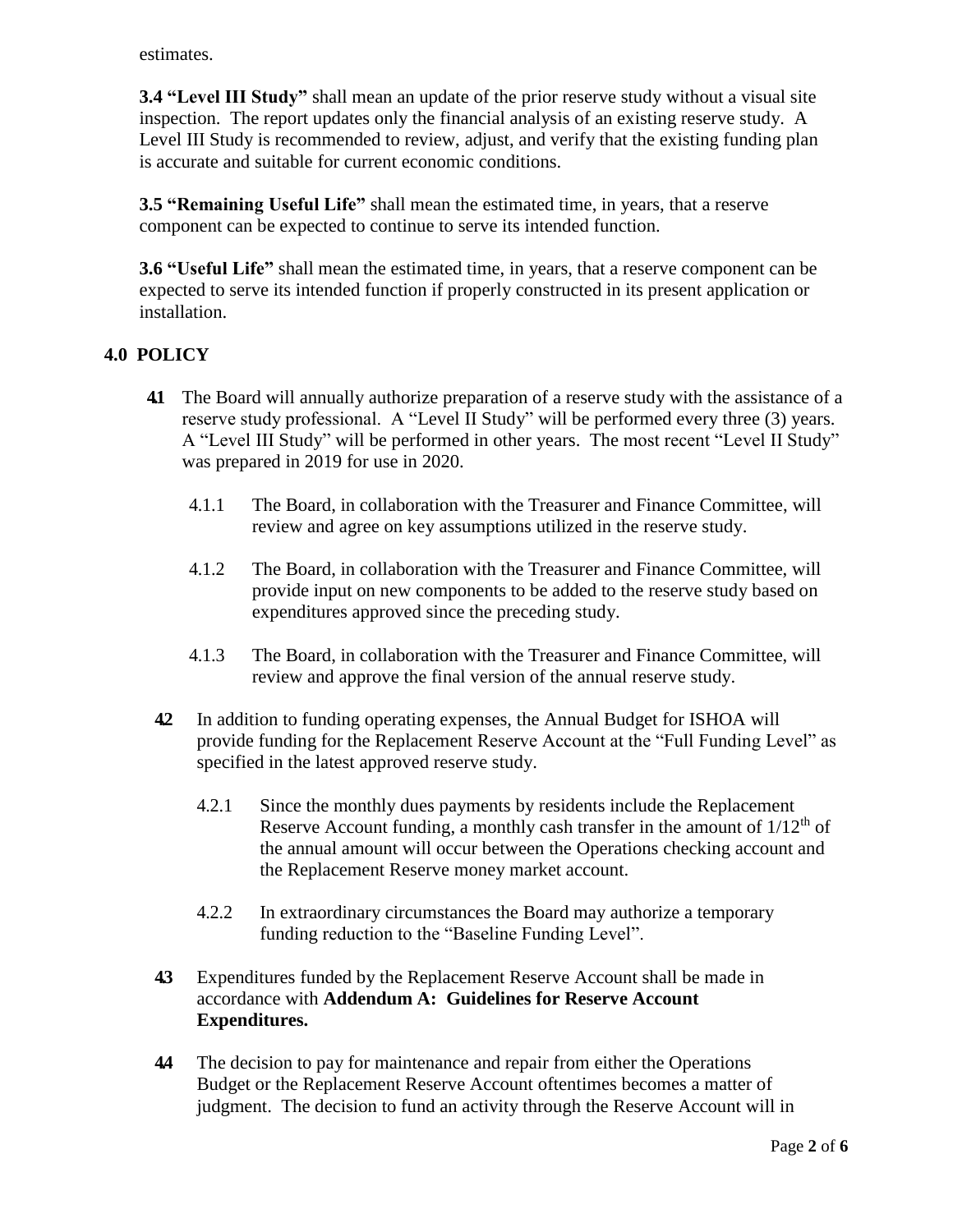estimates.

**3.4 “Level III Study”** shall mean an update of the prior reserve study without a visual site inspection. The report updates only the financial analysis of an existing reserve study. A Level III Study is recommended to review, adjust, and verify that the existing funding plan is accurate and suitable for current economic conditions.

**3.5 “Remaining Useful Life”** shall mean the estimated time, in years, that a reserve component can be expected to continue to serve its intended function.

**3.6 “Useful Life”** shall mean the estimated time, in years, that a reserve component can be expected to serve its intended function if properly constructed in its present application or installation.

## 4.0 POLICY

**4.1** The Board will annually authorize preparation of a reserve study with the assistance of a reserve study professional. A “Level II Study” will be performed every three (3) years. A “Level III Study” will be performed in other years. The most recent “Level II Study” was prepared in 2019 for use in 2020.

4.1.1 The Board, in collaboration with the Treasurer and Finance Committee, will review and agree on key assumptions utilized in the reserve study.

4.1.2 The Board, in collaboration with the Treasurer and Finance Committee, will provide input on new components to be added to the reserve study based on expenditures approved since the preceding study.

4.1.3 The Board, in collaboration with the Treasurer and Finance Committee, will review and approve the final version of the annual reserve study.

**4.2** In addition to funding operating expenses, the Annual Budget for ISHOA will provide funding for the Replacement Reserve Account at the “Full Funding Level” as specified in the latest approved reserve study.

4.2.1 Since the monthly dues payments by residents include the Replacement Reserve Account funding, a monthly cash transfer in the amount of 1/12th of the annual amount will occur between the Operations checking account and the Replacement Reserve money market account.

4.2.2 In extraordinary circumstances the Board may authorize a temporary funding reduction to the “Baseline Funding Level”.

**4.3** Expenditures funded by the Replacement Reserve Account shall be made in accordance with **Addendum A: Guidelines for Reserve Account Expenditures.**

**4.4** The decision to pay for maintenance and repair from either the Operations Budget or the Replacement Reserve Account oftentimes becomes a matter of judgment. The decision to fund an activity through the Reserve Account will in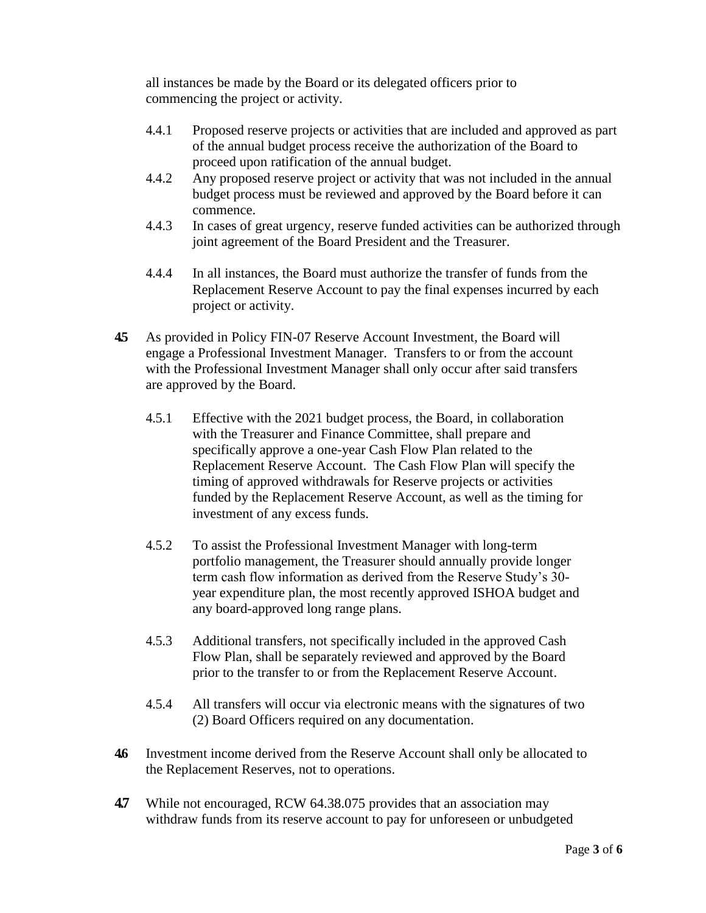all instances be made by the Board or its delegated officers prior to commencing the project or activity.

4.4.1 Proposed reserve projects or activities that are included and approved as part of the annual budget process receive the authorization of the Board to proceed upon ratification of the annual budget.

4.4.2 Any proposed reserve project or activity that was not included in the annual budget process must be reviewed and approved by the Board before it can commence.

4.4.3 In cases of great urgency, reserve funded activities can be authorized through joint agreement of the Board President and the Treasurer.

4.4.4 In all instances, the Board must authorize the transfer of funds from the Replacement Reserve Account to pay the final expenses incurred by each project or activity.

**4.5** As provided in Policy FIN-07 Reserve Account Investment, the Board will engage a Professional Investment Manager. Transfers to or from the account with the Professional Investment Manager shall only occur after said transfers are approved by the Board.

4.5.1 Effective with the 2021 budget process, the Board, in collaboration with the Treasurer and Finance Committee, shall prepare and specifically approve a one-year Cash Flow Plan related to the Replacement Reserve Account. The Cash Flow Plan will specify the timing of approved withdrawals for Reserve projects or activities funded by the Replacement Reserve Account, as well as the timing for investment of any excess funds.

4.5.2 To assist the Professional Investment Manager with long-term portfolio management, the Treasurer should annually provide longer term cash flow information as derived from the Reserve Study's 30-year expenditure plan, the most recently approved ISHOA budget and any board-approved long range plans.

4.5.3 Additional transfers, not specifically included in the approved Cash Flow Plan, shall be separately reviewed and approved by the Board prior to the transfer to or from the Replacement Reserve Account.

4.5.4 All transfers will occur via electronic means with the signatures of two (2) Board Officers required on any documentation.

**4.6** Investment income derived from the Reserve Account shall only be allocated to the Replacement Reserves, not to operations.

**4.7** While not encouraged, RCW 64.38.075 provides that an association may withdraw funds from its reserve account to pay for unforeseen or unbudgeted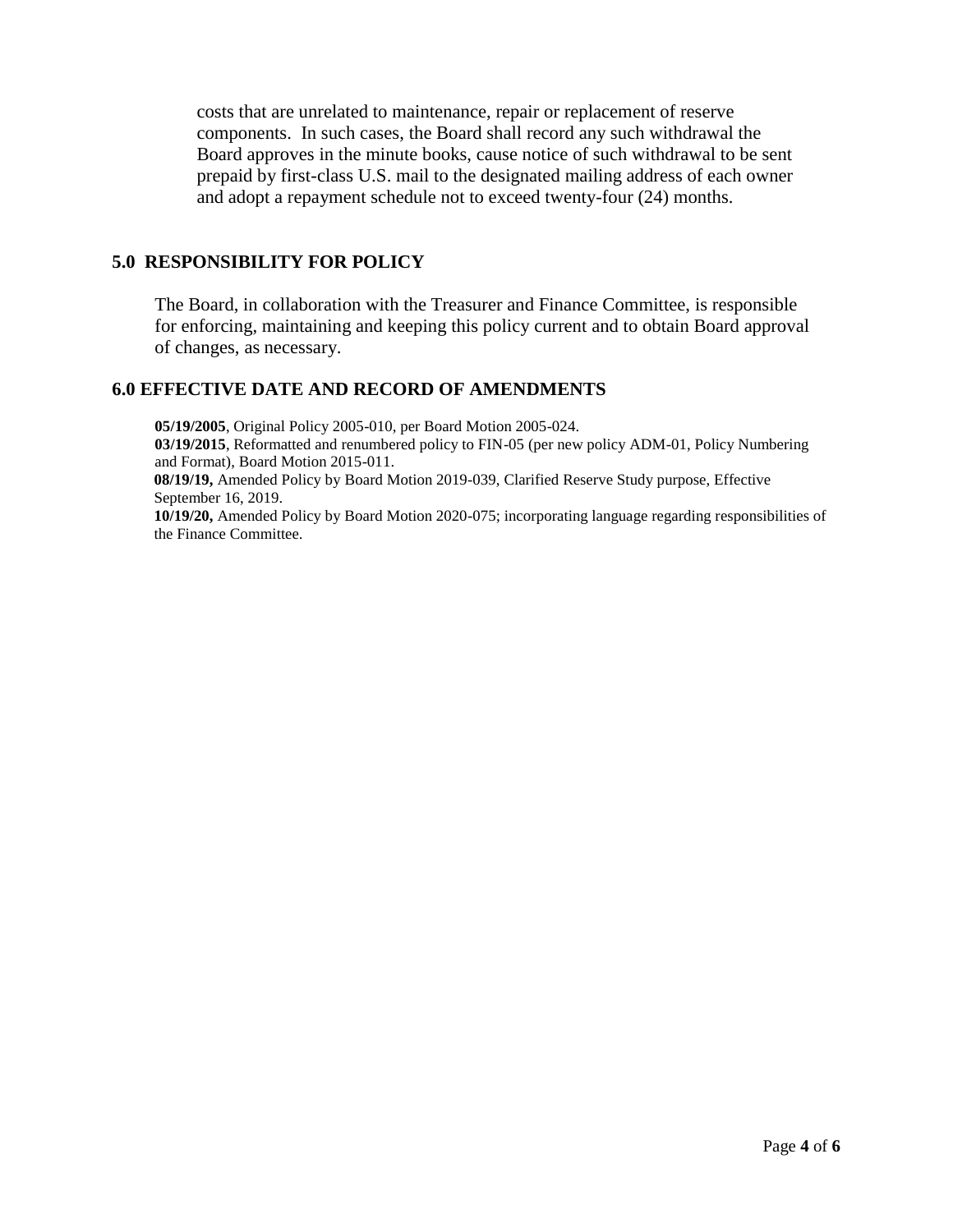costs that are unrelated to maintenance, repair or replacement of reserve components. In such cases, the Board shall record any such withdrawal the Board approves in the minute books, cause notice of such withdrawal to be sent prepaid by first-class U.S. mail to the designated mailing address of each owner and adopt a repayment schedule not to exceed twenty-four (24) months.

## 5.0 RESPONSIBILITY FOR POLICY

The Board, in collaboration with the Treasurer and Finance Committee, is responsible for enforcing, maintaining and keeping this policy current and to obtain Board approval of changes, as necessary.

## 6.0 EFFECTIVE DATE AND RECORD OF AMENDMENTS

**05/19/2005**, Original Policy 2005-010, per Board Motion 2005-024.
**03/19/2015**, Reformatted and renumbered policy to FIN-05 (per new policy ADM-01, Policy Numbering and Format), Board Motion 2015-011.
**08/19/19,** Amended Policy by Board Motion 2019-039, Clarified Reserve Study purpose, Effective September 16, 2019.
**10/19/20,** Amended Policy by Board Motion 2020-075; incorporating language regarding responsibilities of the Finance Committee.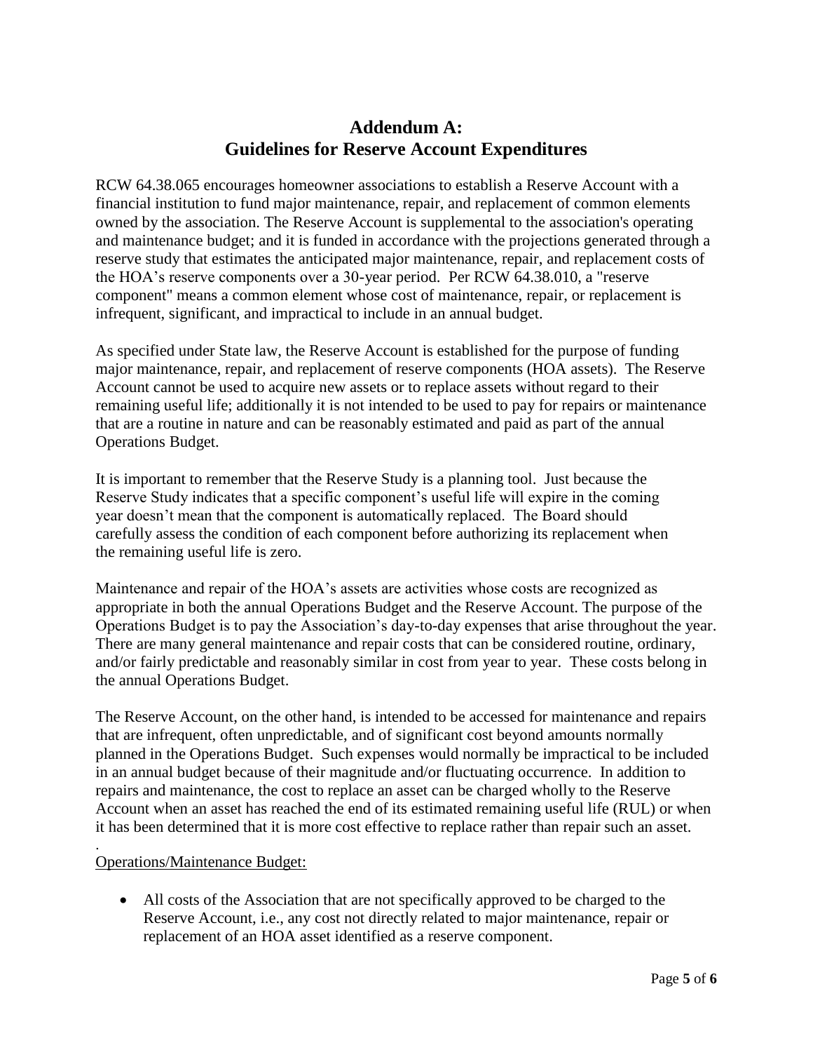# Addendum A:
# Guidelines for Reserve Account Expenditures

RCW 64.38.065 encourages homeowner associations to establish a Reserve Account with a financial institution to fund major maintenance, repair, and replacement of common elements owned by the association. The Reserve Account is supplemental to the association's operating and maintenance budget; and it is funded in accordance with the projections generated through a reserve study that estimates the anticipated major maintenance, repair, and replacement costs of the HOA's reserve components over a 30-year period. Per RCW 64.38.010, a "reserve component" means a common element whose cost of maintenance, repair, or replacement is infrequent, significant, and impractical to include in an annual budget.

As specified under State law, the Reserve Account is established for the purpose of funding major maintenance, repair, and replacement of reserve components (HOA assets). The Reserve Account cannot be used to acquire new assets or to replace assets without regard to their remaining useful life; additionally it is not intended to be used to pay for repairs or maintenance that are a routine in nature and can be reasonably estimated and paid as part of the annual Operations Budget.

It is important to remember that the Reserve Study is a planning tool. Just because the Reserve Study indicates that a specific component's useful life will expire in the coming year doesn't mean that the component is automatically replaced. The Board should carefully assess the condition of each component before authorizing its replacement when the remaining useful life is zero.

Maintenance and repair of the HOA's assets are activities whose costs are recognized as appropriate in both the annual Operations Budget and the Reserve Account. The purpose of the Operations Budget is to pay the Association's day-to-day expenses that arise throughout the year. There are many general maintenance and repair costs that can be considered routine, ordinary, and/or fairly predictable and reasonably similar in cost from year to year. These costs belong in the annual Operations Budget.

The Reserve Account, on the other hand, is intended to be accessed for maintenance and repairs that are infrequent, often unpredictable, and of significant cost beyond amounts normally planned in the Operations Budget. Such expenses would normally be impractical to be included in an annual budget because of their magnitude and/or fluctuating occurrence. In addition to repairs and maintenance, the cost to replace an asset can be charged wholly to the Reserve Account when an asset has reached the end of its estimated remaining useful life (RUL) or when it has been determined that it is more cost effective to replace rather than repair such an asset.

Operations/Maintenance Budget:

- All costs of the Association that are not specifically approved to be charged to the Reserve Account, i.e., any cost not directly related to major maintenance, repair or replacement of an HOA asset identified as a reserve component.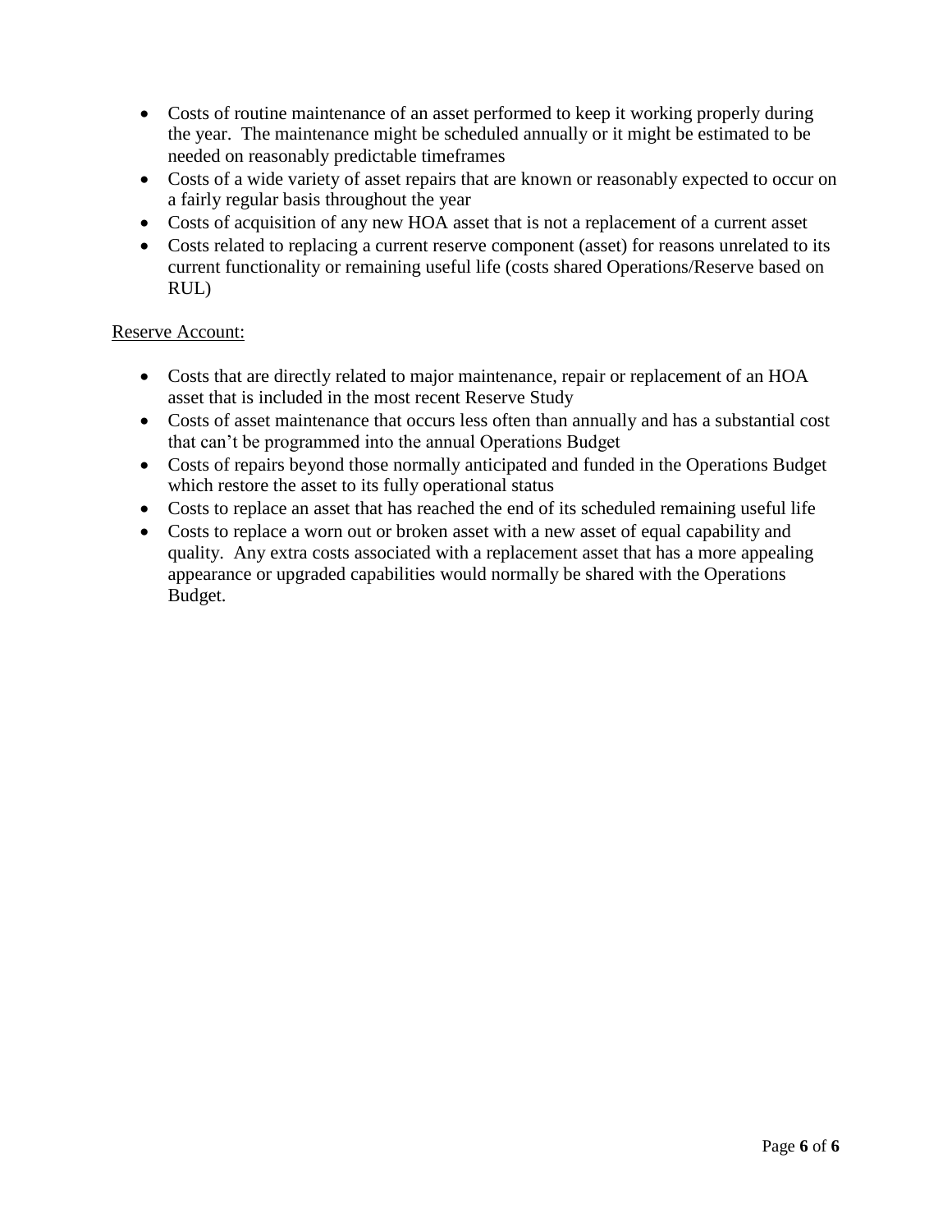- Costs of routine maintenance of an asset performed to keep it working properly during the year. The maintenance might be scheduled annually or it might be estimated to be needed on reasonably predictable timeframes
- Costs of a wide variety of asset repairs that are known or reasonably expected to occur on a fairly regular basis throughout the year
- Costs of acquisition of any new HOA asset that is not a replacement of a current asset
- Costs related to replacing a current reserve component (asset) for reasons unrelated to its current functionality or remaining useful life (costs shared Operations/Reserve based on RUL)

<u>Reserve Account:</u>

- Costs that are directly related to major maintenance, repair or replacement of an HOA asset that is included in the most recent Reserve Study
- Costs of asset maintenance that occurs less often than annually and has a substantial cost that can't be programmed into the annual Operations Budget
- Costs of repairs beyond those normally anticipated and funded in the Operations Budget which restore the asset to its fully operational status
- Costs to replace an asset that has reached the end of its scheduled remaining useful life
- Costs to replace a worn out or broken asset with a new asset of equal capability and quality. Any extra costs associated with a replacement asset that has a more appealing appearance or upgraded capabilities would normally be shared with the Operations Budget.